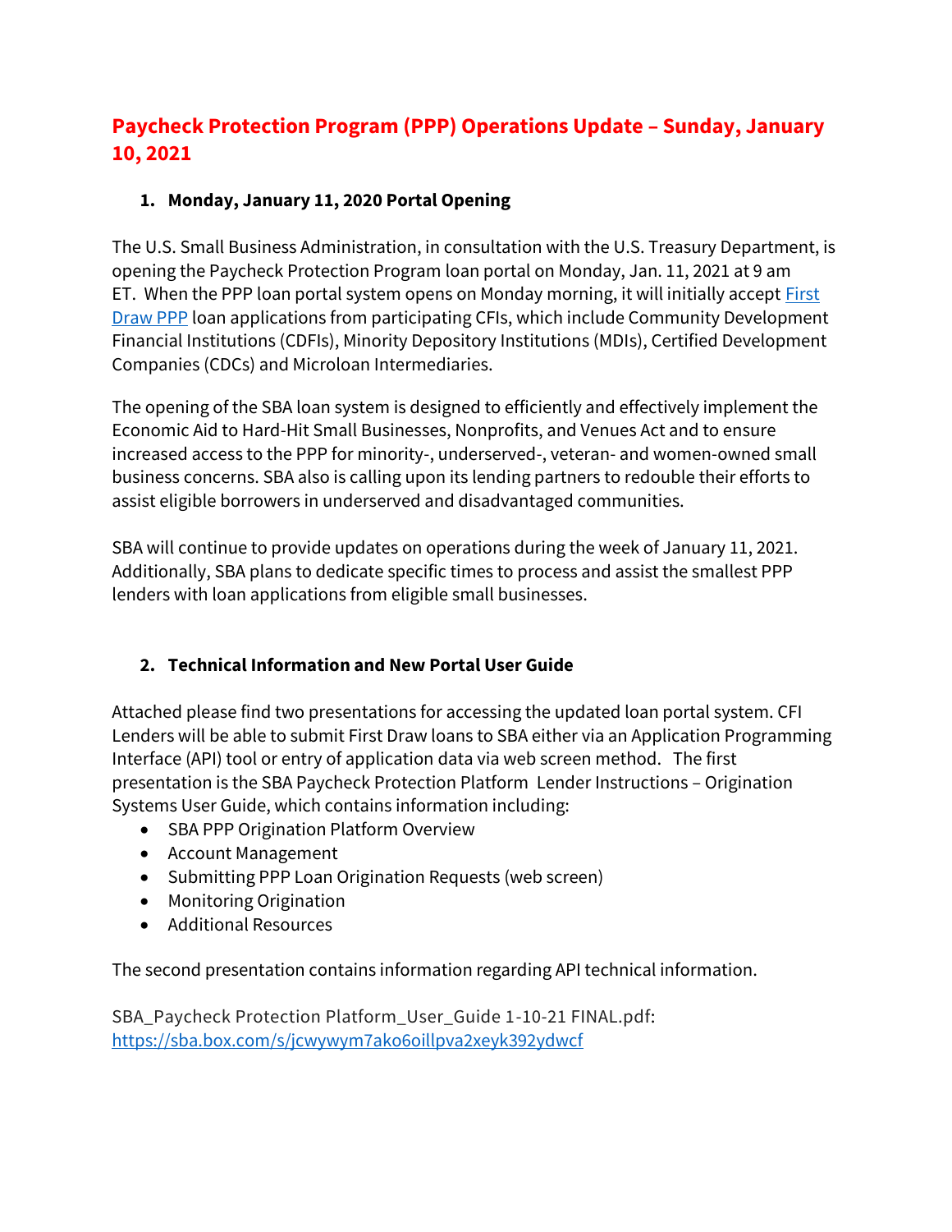# Paycheck Protection Program (PPP) Operations Update – Sunday, January 10, 2021

## 1. Monday, January 11, 2020 Portal Opening

The U.S. Small Business Administration, in consultation with the U.S. Treasury Department, is opening the Paycheck Protection Program loan portal on Monday, Jan. 11, 2021 at 9 am ET. When the PPP loan portal system opens on Monday morning, it will initially accept First Draw PPP loan applications from participating CFIs, which include Community Development Financial Institutions (CDFIs), Minority Depository Institutions (MDIs), Certified Development Companies (CDCs) and Microloan Intermediaries.

The opening of the SBA loan system is designed to efficiently and effectively implement the Economic Aid to Hard-Hit Small Businesses, Nonprofits, and Venues Act and to ensure increased access to the PPP for minority-, underserved-, veteran- and women-owned small business concerns. SBA also is calling upon its lending partners to redouble their efforts to assist eligible borrowers in underserved and disadvantaged communities.

SBA will continue to provide updates on operations during the week of January 11, 2021. Additionally, SBA plans to dedicate specific times to process and assist the smallest PPP lenders with loan applications from eligible small businesses.

## 2. Technical Information and New Portal User Guide

Attached please find two presentations for accessing the updated loan portal system. CFI Lenders will be able to submit First Draw loans to SBA either via an Application Programming Interface (API) tool or entry of application data via web screen method. The first presentation is the SBA Paycheck Protection Platform Lender Instructions – Origination Systems User Guide, which contains information including:

- SBA PPP Origination Platform Overview
- Account Management
- Submitting PPP Loan Origination Requests (web screen)
- Monitoring Origination
- Additional Resources

The second presentation contains information regarding API technical information.

SBA_Paycheck Protection Platform_User_Guide 1-10-21 FINAL.pdf:
https://sba.box.com/s/jcwywym7ako6oillpva2xeyk392ydwcf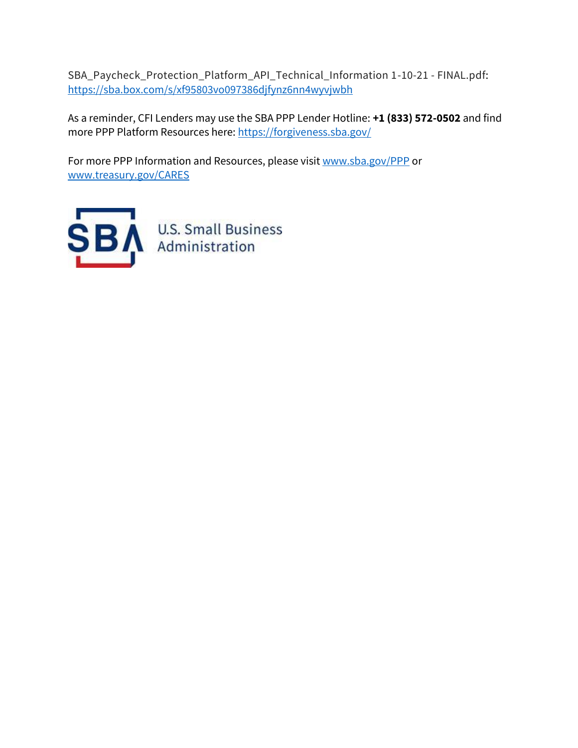SBA_Paycheck_Protection_Platform_API_Technical_Information 1-10-21 - FINAL.pdf: https://sba.box.com/s/xf95803vo097386djfynz6nn4wyvjwbh

As a reminder, CFI Lenders may use the SBA PPP Lender Hotline: **+1 (833) 572-0502** and find more PPP Platform Resources here: https://forgiveness.sba.gov/

For more PPP Information and Resources, please visit www.sba.gov/PPP or www.treasury.gov/CARES

SBA U.S. Small Business Administration